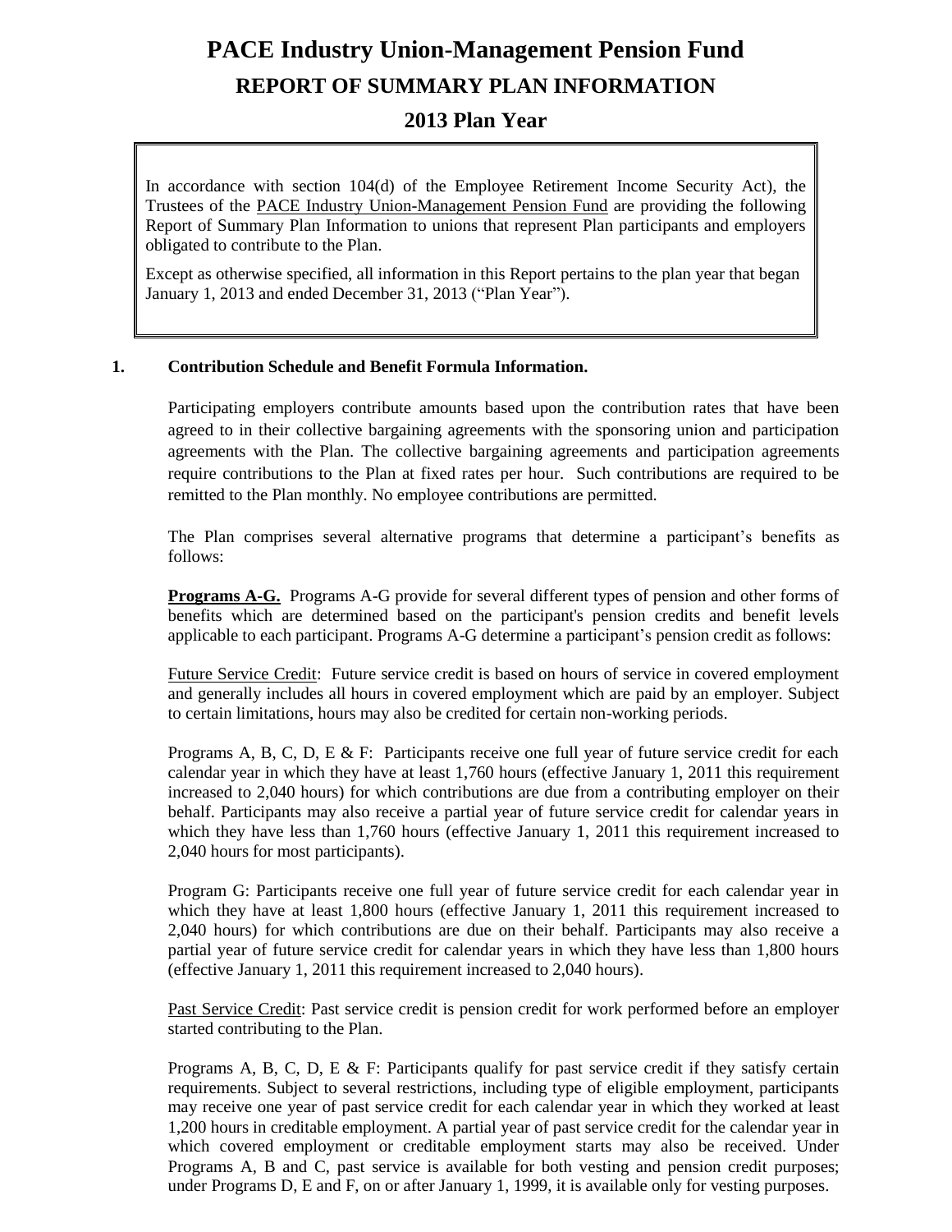# PACE Industry Union-Management Pension Fund

## REPORT OF SUMMARY PLAN INFORMATION

## 2013 Plan Year

In accordance with section 104(d) of the Employee Retirement Income Security Act), the Trustees of the PACE Industry Union-Management Pension Fund are providing the following Report of Summary Plan Information to unions that represent Plan participants and employers obligated to contribute to the Plan.

Except as otherwise specified, all information in this Report pertains to the plan year that began January 1, 2013 and ended December 31, 2013 ("Plan Year").

**1. Contribution Schedule and Benefit Formula Information.**

Participating employers contribute amounts based upon the contribution rates that have been agreed to in their collective bargaining agreements with the sponsoring union and participation agreements with the Plan. The collective bargaining agreements and participation agreements require contributions to the Plan at fixed rates per hour. Such contributions are required to be remitted to the Plan monthly. No employee contributions are permitted.

The Plan comprises several alternative programs that determine a participant's benefits as follows:

**Programs A-G.** Programs A-G provide for several different types of pension and other forms of benefits which are determined based on the participant's pension credits and benefit levels applicable to each participant. Programs A-G determine a participant's pension credit as follows:

Future Service Credit: Future service credit is based on hours of service in covered employment and generally includes all hours in covered employment which are paid by an employer. Subject to certain limitations, hours may also be credited for certain non-working periods.

Programs A, B, C, D, E & F: Participants receive one full year of future service credit for each calendar year in which they have at least 1,760 hours (effective January 1, 2011 this requirement increased to 2,040 hours) for which contributions are due from a contributing employer on their behalf. Participants may also receive a partial year of future service credit for calendar years in which they have less than 1,760 hours (effective January 1, 2011 this requirement increased to 2,040 hours for most participants).

Program G: Participants receive one full year of future service credit for each calendar year in which they have at least 1,800 hours (effective January 1, 2011 this requirement increased to 2,040 hours) for which contributions are due on their behalf. Participants may also receive a partial year of future service credit for calendar years in which they have less than 1,800 hours (effective January 1, 2011 this requirement increased to 2,040 hours).

Past Service Credit: Past service credit is pension credit for work performed before an employer started contributing to the Plan.

Programs A, B, C, D, E & F: Participants qualify for past service credit if they satisfy certain requirements. Subject to several restrictions, including type of eligible employment, participants may receive one year of past service credit for each calendar year in which they worked at least 1,200 hours in creditable employment. A partial year of past service credit for the calendar year in which covered employment or creditable employment starts may also be received. Under Programs A, B and C, past service is available for both vesting and pension credit purposes; under Programs D, E and F, on or after January 1, 1999, it is available only for vesting purposes.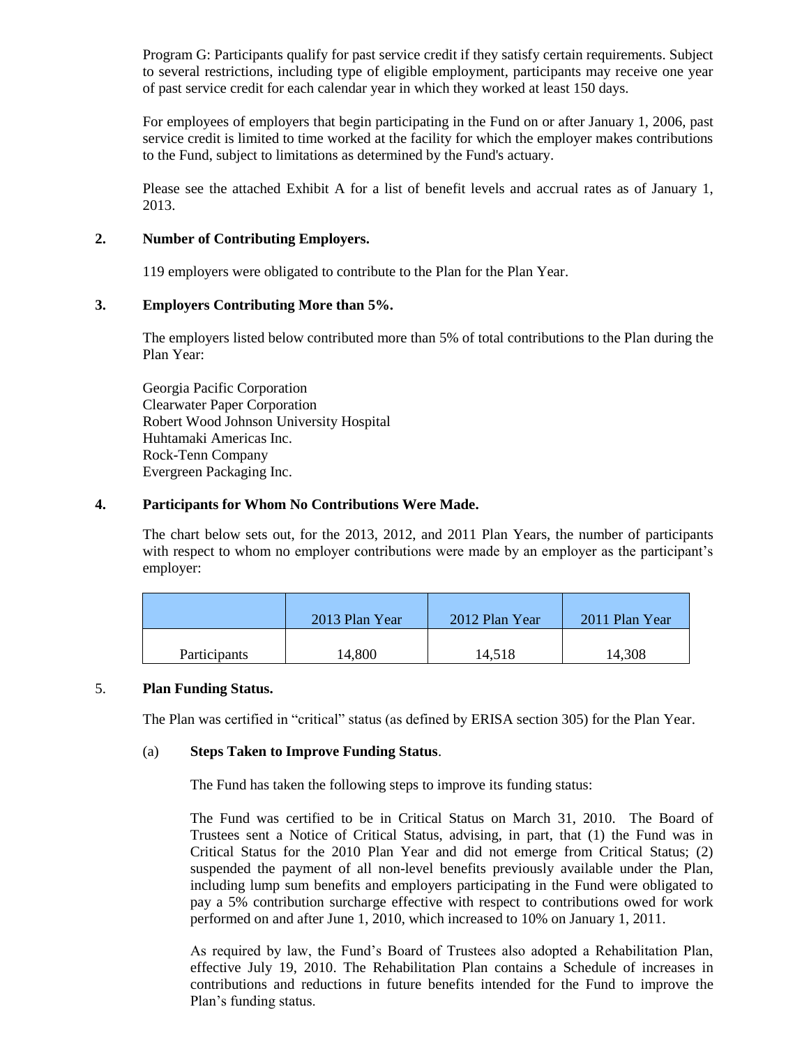Program G: Participants qualify for past service credit if they satisfy certain requirements. Subject to several restrictions, including type of eligible employment, participants may receive one year of past service credit for each calendar year in which they worked at least 150 days.

For employees of employers that begin participating in the Fund on or after January 1, 2006, past service credit is limited to time worked at the facility for which the employer makes contributions to the Fund, subject to limitations as determined by the Fund's actuary.

Please see the attached Exhibit A for a list of benefit levels and accrual rates as of January 1, 2013.

## 2. Number of Contributing Employers.

119 employers were obligated to contribute to the Plan for the Plan Year.

## 3. Employers Contributing More than 5%.

The employers listed below contributed more than 5% of total contributions to the Plan during the Plan Year:

Georgia Pacific Corporation
Clearwater Paper Corporation
Robert Wood Johnson University Hospital
Huhtamaki Americas Inc.
Rock-Tenn Company
Evergreen Packaging Inc.

## 4. Participants for Whom No Contributions Were Made.

The chart below sets out, for the 2013, 2012, and 2011 Plan Years, the number of participants with respect to whom no employer contributions were made by an employer as the participant's employer:

| | 2013 Plan Year | 2012 Plan Year | 2011 Plan Year |
|---|---|---|---|
| Participants | 14,800 | 14,518 | 14,308 |

## 5. Plan Funding Status.

The Plan was certified in "critical" status (as defined by ERISA section 305) for the Plan Year.

### (a) Steps Taken to Improve Funding Status.

The Fund has taken the following steps to improve its funding status:

The Fund was certified to be in Critical Status on March 31, 2010. The Board of Trustees sent a Notice of Critical Status, advising, in part, that (1) the Fund was in Critical Status for the 2010 Plan Year and did not emerge from Critical Status; (2) suspended the payment of all non-level benefits previously available under the Plan, including lump sum benefits and employers participating in the Fund were obligated to pay a 5% contribution surcharge effective with respect to contributions owed for work performed on and after June 1, 2010, which increased to 10% on January 1, 2011.

As required by law, the Fund's Board of Trustees also adopted a Rehabilitation Plan, effective July 19, 2010. The Rehabilitation Plan contains a Schedule of increases in contributions and reductions in future benefits intended for the Fund to improve the Plan's funding status.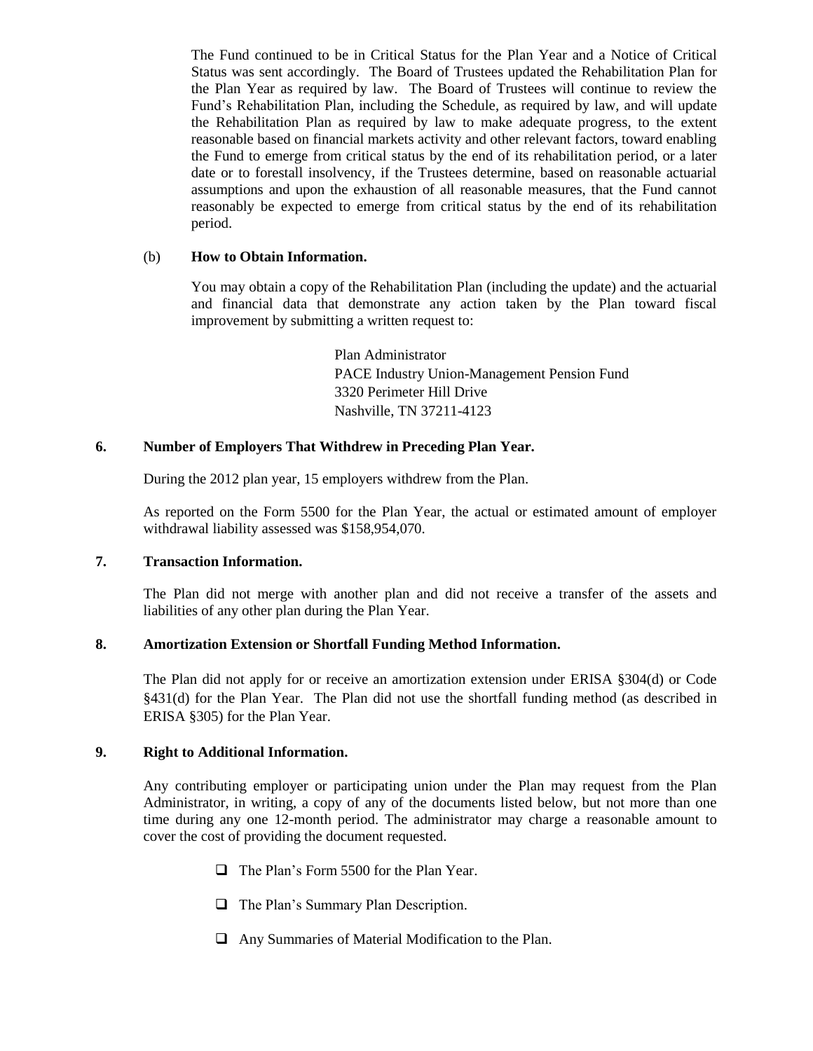The Fund continued to be in Critical Status for the Plan Year and a Notice of Critical Status was sent accordingly. The Board of Trustees updated the Rehabilitation Plan for the Plan Year as required by law. The Board of Trustees will continue to review the Fund's Rehabilitation Plan, including the Schedule, as required by law, and will update the Rehabilitation Plan as required by law to make adequate progress, to the extent reasonable based on financial markets activity and other relevant factors, toward enabling the Fund to emerge from critical status by the end of its rehabilitation period, or a later date or to forestall insolvency, if the Trustees determine, based on reasonable actuarial assumptions and upon the exhaustion of all reasonable measures, that the Fund cannot reasonably be expected to emerge from critical status by the end of its rehabilitation period.

(b) **How to Obtain Information.**

You may obtain a copy of the Rehabilitation Plan (including the update) and the actuarial and financial data that demonstrate any action taken by the Plan toward fiscal improvement by submitting a written request to:

Plan Administrator
PACE Industry Union-Management Pension Fund
3320 Perimeter Hill Drive
Nashville, TN 37211-4123

**6. Number of Employers That Withdrew in Preceding Plan Year.**

During the 2012 plan year, 15 employers withdrew from the Plan.

As reported on the Form 5500 for the Plan Year, the actual or estimated amount of employer withdrawal liability assessed was $158,954,070.

**7. Transaction Information.**

The Plan did not merge with another plan and did not receive a transfer of the assets and liabilities of any other plan during the Plan Year.

**8. Amortization Extension or Shortfall Funding Method Information.**

The Plan did not apply for or receive an amortization extension under ERISA §304(d) or Code §431(d) for the Plan Year. The Plan did not use the shortfall funding method (as described in ERISA §305) for the Plan Year.

**9. Right to Additional Information.**

Any contributing employer or participating union under the Plan may request from the Plan Administrator, in writing, a copy of any of the documents listed below, but not more than one time during any one 12-month period. The administrator may charge a reasonable amount to cover the cost of providing the document requested.

- ❑ The Plan's Form 5500 for the Plan Year.
- ❑ The Plan's Summary Plan Description.
- ❑ Any Summaries of Material Modification to the Plan.